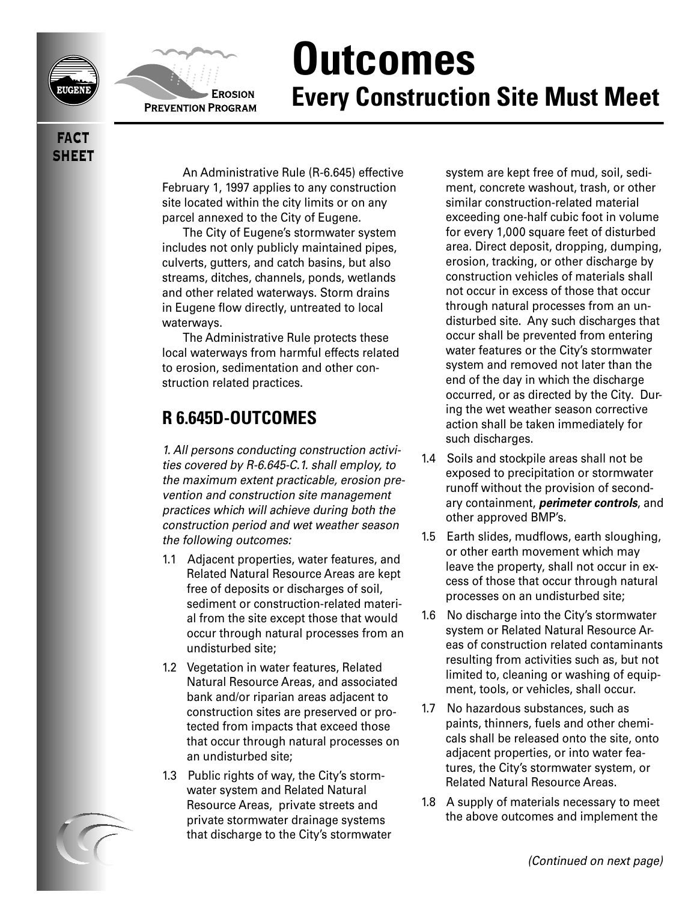# Outcomes

## Every Construction Site Must Meet

EROSION PREVENTION PROGRAM

**FACT SHEET**

An Administrative Rule (R-6.645) effective February 1, 1997 applies to any construction site located within the city limits or on any parcel annexed to the City of Eugene.

The City of Eugene's stormwater system includes not only publicly maintained pipes, culverts, gutters, and catch basins, but also streams, ditches, channels, ponds, wetlands and other related waterways. Storm drains in Eugene flow directly, untreated to local waterways.

The Administrative Rule protects these local waterways from harmful effects related to erosion, sedimentation and other construction related practices.

## R 6.645D-OUTCOMES

*1. All persons conducting construction activities covered by R-6.645-C.1. shall employ, to the maximum extent practicable, erosion prevention and construction site management practices which will achieve during both the construction period and wet weather season the following outcomes:*

1.1 Adjacent properties, water features, and Related Natural Resource Areas are kept free of deposits or discharges of soil, sediment or construction-related material from the site except those that would occur through natural processes from an undisturbed site;

1.2 Vegetation in water features, Related Natural Resource Areas, and associated bank and/or riparian areas adjacent to construction sites are preserved or protected from impacts that exceed those that occur through natural processes on an undisturbed site;

1.3 Public rights of way, the City's stormwater system and Related Natural Resource Areas, private streets and private stormwater drainage systems that discharge to the City's stormwater system are kept free of mud, soil, sediment, concrete washout, trash, or other similar construction-related material exceeding one-half cubic foot in volume for every 1,000 square feet of disturbed area. Direct deposit, dropping, dumping, erosion, tracking, or other discharge by construction vehicles of materials shall not occur in excess of those that occur through natural processes from an undisturbed site. Any such discharges that occur shall be prevented from entering water features or the City's stormwater system and removed not later than the end of the day in which the discharge occurred, or as directed by the City. During the wet weather season corrective action shall be taken immediately for such discharges.

1.4 Soils and stockpile areas shall not be exposed to precipitation or stormwater runoff without the provision of secondary containment, ***perimeter controls***, and other approved BMP's.

1.5 Earth slides, mudflows, earth sloughing, or other earth movement which may leave the property, shall not occur in excess of those that occur through natural processes on an undisturbed site;

1.6 No discharge into the City's stormwater system or Related Natural Resource Areas of construction related contaminants resulting from activities such as, but not limited to, cleaning or washing of equipment, tools, or vehicles, shall occur.

1.7 No hazardous substances, such as paints, thinners, fuels and other chemicals shall be released onto the site, onto adjacent properties, or into water features, the City's stormwater system, or Related Natural Resource Areas.

1.8 A supply of materials necessary to meet the above outcomes and implement the

*(Continued on next page)*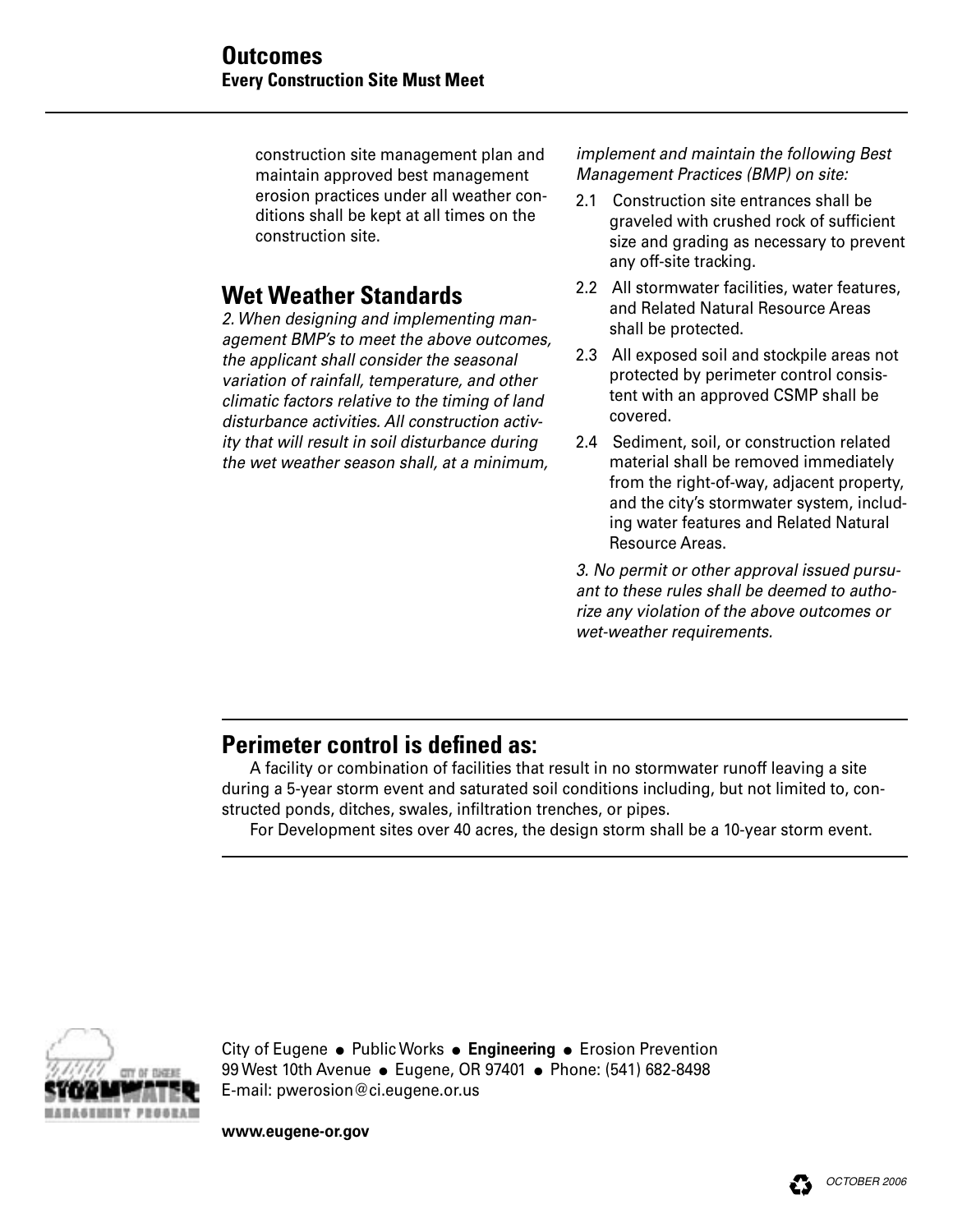## Outcomes

**Every Construction Site Must Meet**

construction site management plan and maintain approved best management erosion practices under all weather conditions shall be kept at all times on the construction site.

## Wet Weather Standards

*2. When designing and implementing management BMP's to meet the above outcomes, the applicant shall consider the seasonal variation of rainfall, temperature, and other climatic factors relative to the timing of land disturbance activities. All construction activity that will result in soil disturbance during the wet weather season shall, at a minimum, implement and maintain the following Best Management Practices (BMP) on site:*

2.1 Construction site entrances shall be graveled with crushed rock of sufficient size and grading as necessary to prevent any off-site tracking.

2.2 All stormwater facilities, water features, and Related Natural Resource Areas shall be protected.

2.3 All exposed soil and stockpile areas not protected by perimeter control consistent with an approved CSMP shall be covered.

2.4 Sediment, soil, or construction related material shall be removed immediately from the right-of-way, adjacent property, and the city's stormwater system, including water features and Related Natural Resource Areas.

*3. No permit or other approval issued pursuant to these rules shall be deemed to authorize any violation of the above outcomes or wet-weather requirements.*

## Perimeter control is defined as:

A facility or combination of facilities that result in no stormwater runoff leaving a site during a 5-year storm event and saturated soil conditions including, but not limited to, constructed ponds, ditches, swales, infiltration trenches, or pipes.

For Development sites over 40 acres, the design storm shall be a 10-year storm event.

City of Eugene • Public Works • **Engineering** • Erosion Prevention
99 West 10th Avenue • Eugene, OR 97401 • Phone: (541) 682-8498
E-mail: pwerosion@ci.eugene.or.us

**www.eugene-or.gov**

*OCTOBER 2006*